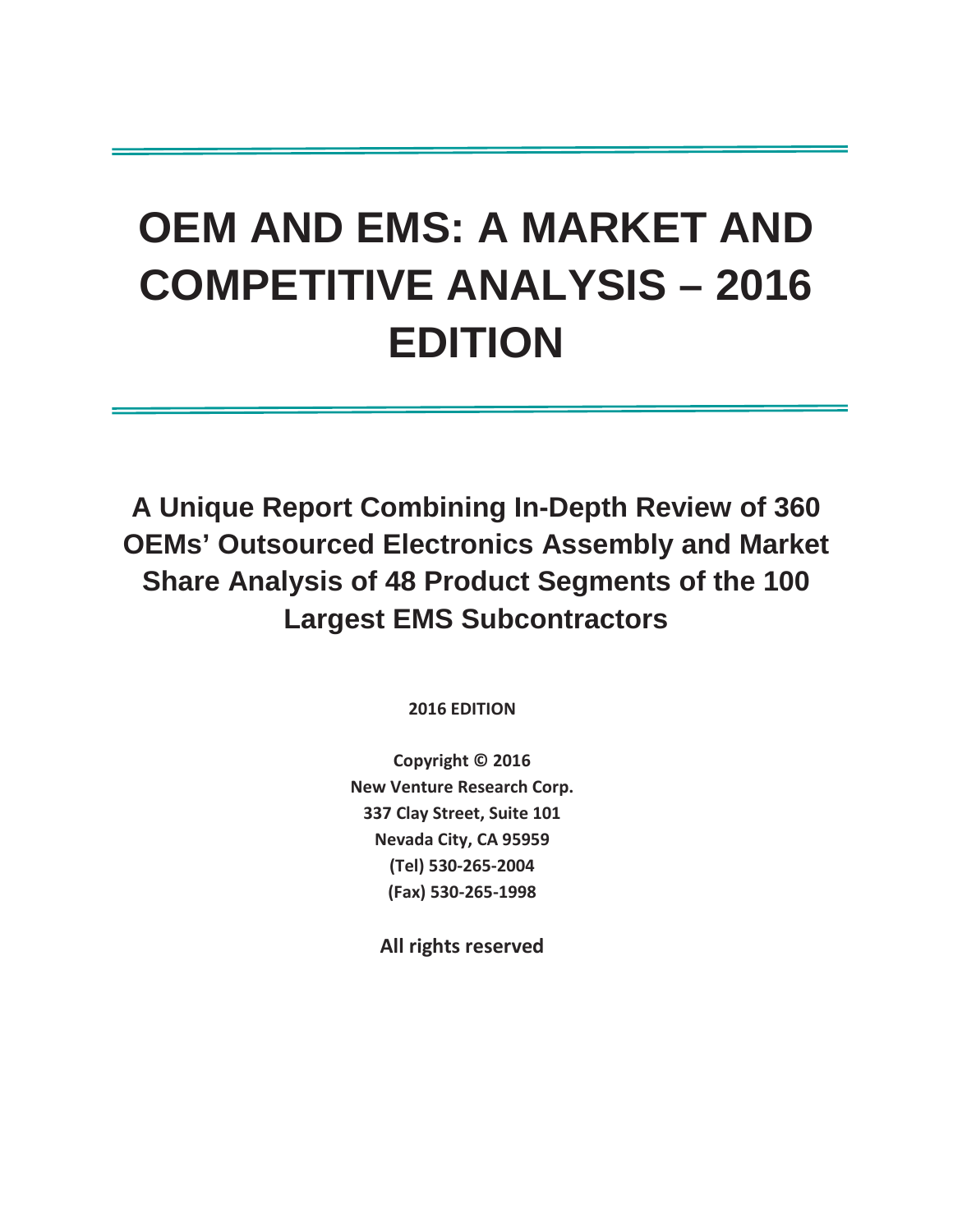# OEM AND EMS: A MARKET AND COMPETITIVE ANALYSIS – 2016 EDITION

## A Unique Report Combining In-Depth Review of 360 OEMs' Outsourced Electronics Assembly and Market Share Analysis of 48 Product Segments of the 100 Largest EMS Subcontractors

**2016 EDITION**

**Copyright © 2016**
**New Venture Research Corp.**
**337 Clay Street, Suite 101**
**Nevada City, CA 95959**
**(Tel) 530-265-2004**
**(Fax) 530-265-1998**

**All rights reserved**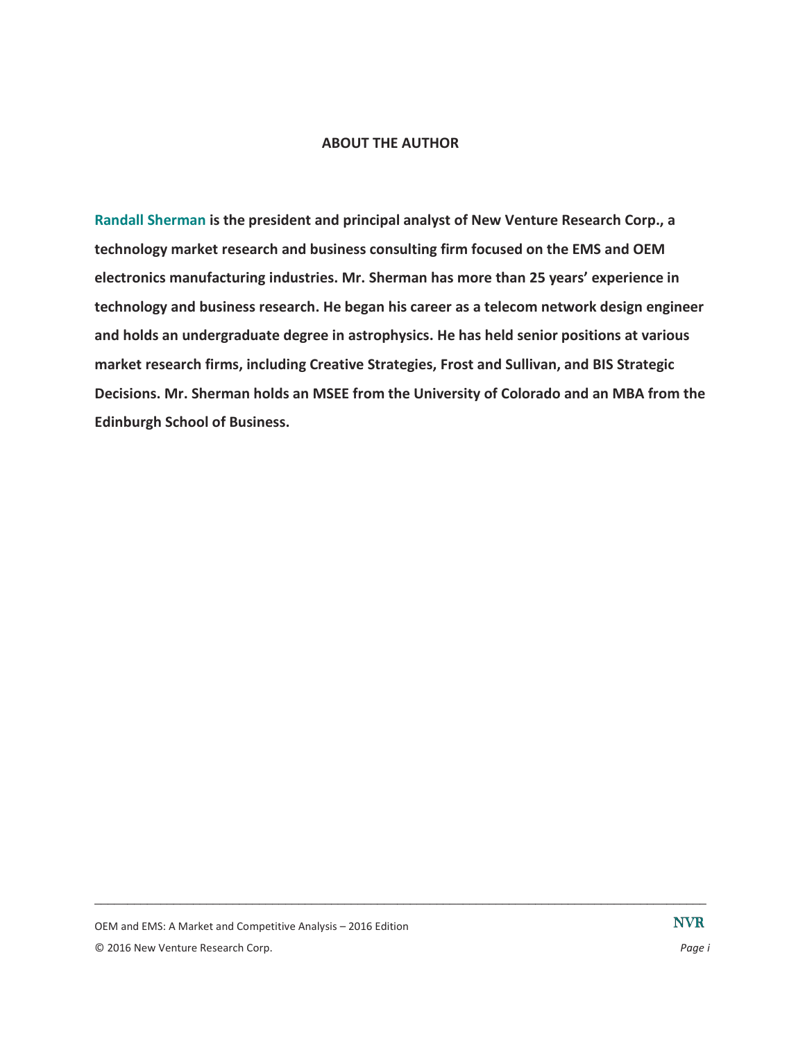## ABOUT THE AUTHOR

**Randall Sherman is the president and principal analyst of New Venture Research Corp., a technology market research and business consulting firm focused on the EMS and OEM electronics manufacturing industries. Mr. Sherman has more than 25 years' experience in technology and business research. He began his career as a telecom network design engineer and holds an undergraduate degree in astrophysics. He has held senior positions at various market research firms, including Creative Strategies, Frost and Sullivan, and BIS Strategic Decisions. Mr. Sherman holds an MSEE from the University of Colorado and an MBA from the Edinburgh School of Business.**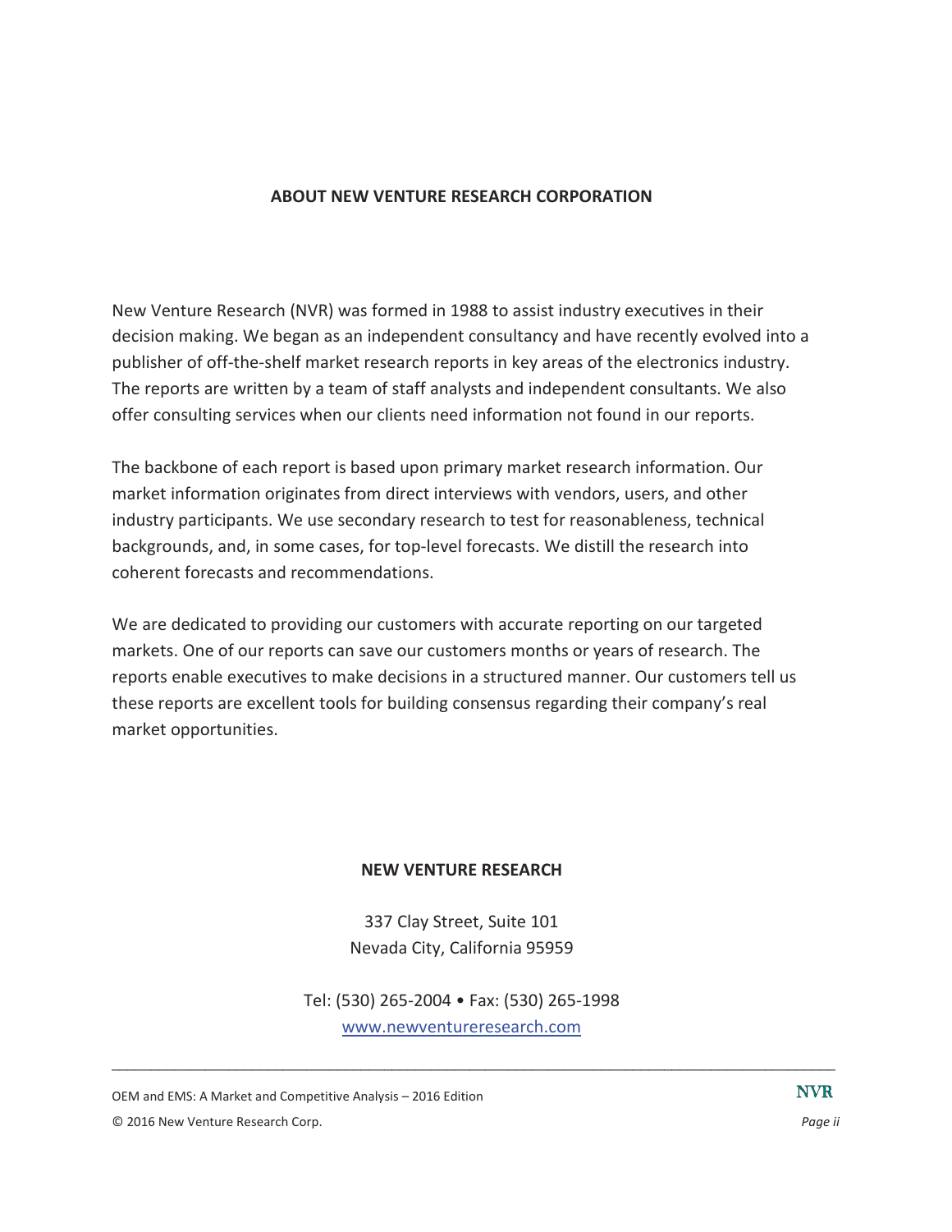## ABOUT NEW VENTURE RESEARCH CORPORATION

New Venture Research (NVR) was formed in 1988 to assist industry executives in their decision making. We began as an independent consultancy and have recently evolved into a publisher of off-the-shelf market research reports in key areas of the electronics industry. The reports are written by a team of staff analysts and independent consultants. We also offer consulting services when our clients need information not found in our reports.

The backbone of each report is based upon primary market research information. Our market information originates from direct interviews with vendors, users, and other industry participants. We use secondary research to test for reasonableness, technical backgrounds, and, in some cases, for top-level forecasts. We distill the research into coherent forecasts and recommendations.

We are dedicated to providing our customers with accurate reporting on our targeted markets. One of our reports can save our customers months or years of research. The reports enable executives to make decisions in a structured manner. Our customers tell us these reports are excellent tools for building consensus regarding their company's real market opportunities.

**NEW VENTURE RESEARCH**

337 Clay Street, Suite 101
Nevada City, California 95959

Tel: (530) 265-2004 • Fax: (530) 265-1998
www.newventureresearch.com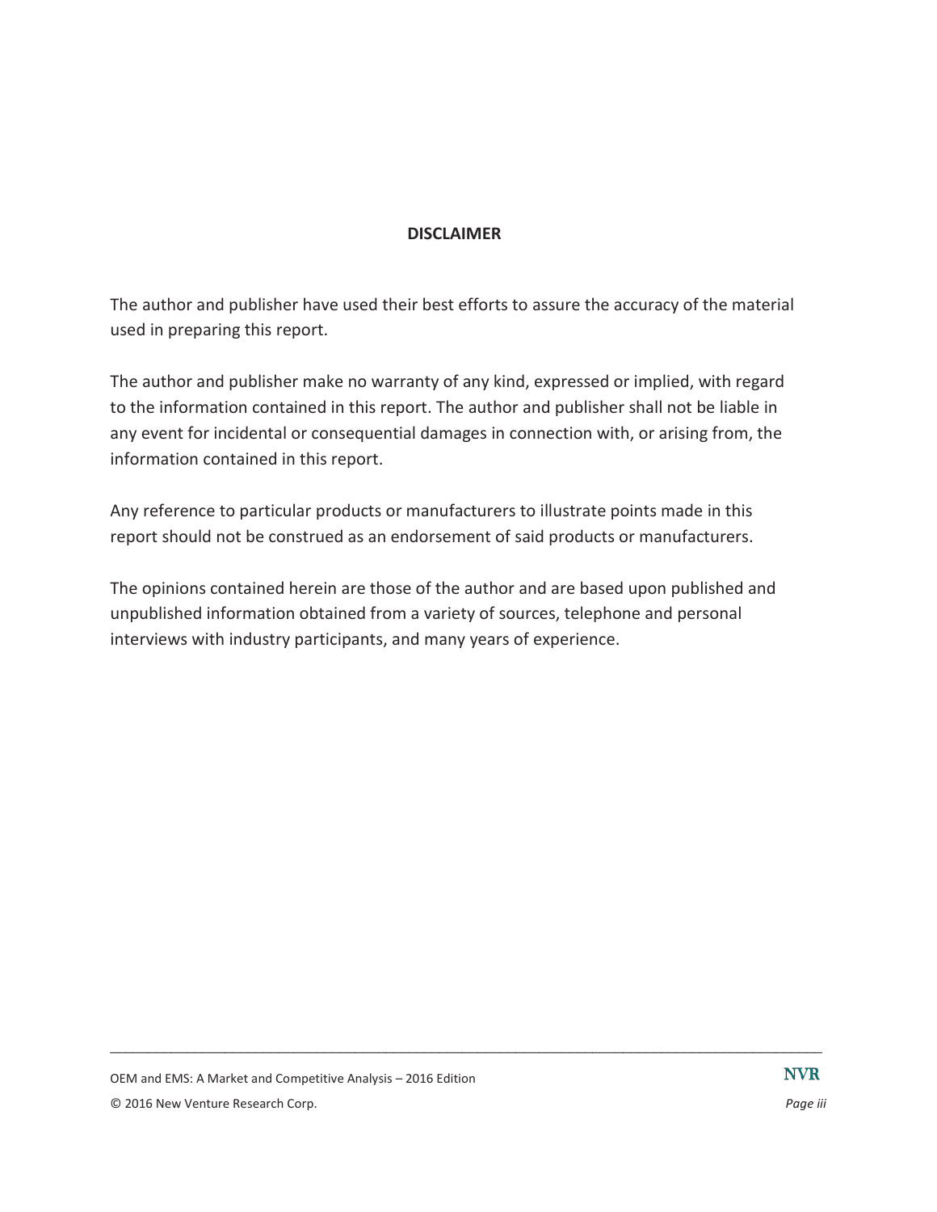## DISCLAIMER

The author and publisher have used their best efforts to assure the accuracy of the material used in preparing this report.

The author and publisher make no warranty of any kind, expressed or implied, with regard to the information contained in this report. The author and publisher shall not be liable in any event for incidental or consequential damages in connection with, or arising from, the information contained in this report.

Any reference to particular products or manufacturers to illustrate points made in this report should not be construed as an endorsement of said products or manufacturers.

The opinions contained herein are those of the author and are based upon published and unpublished information obtained from a variety of sources, telephone and personal interviews with industry participants, and many years of experience.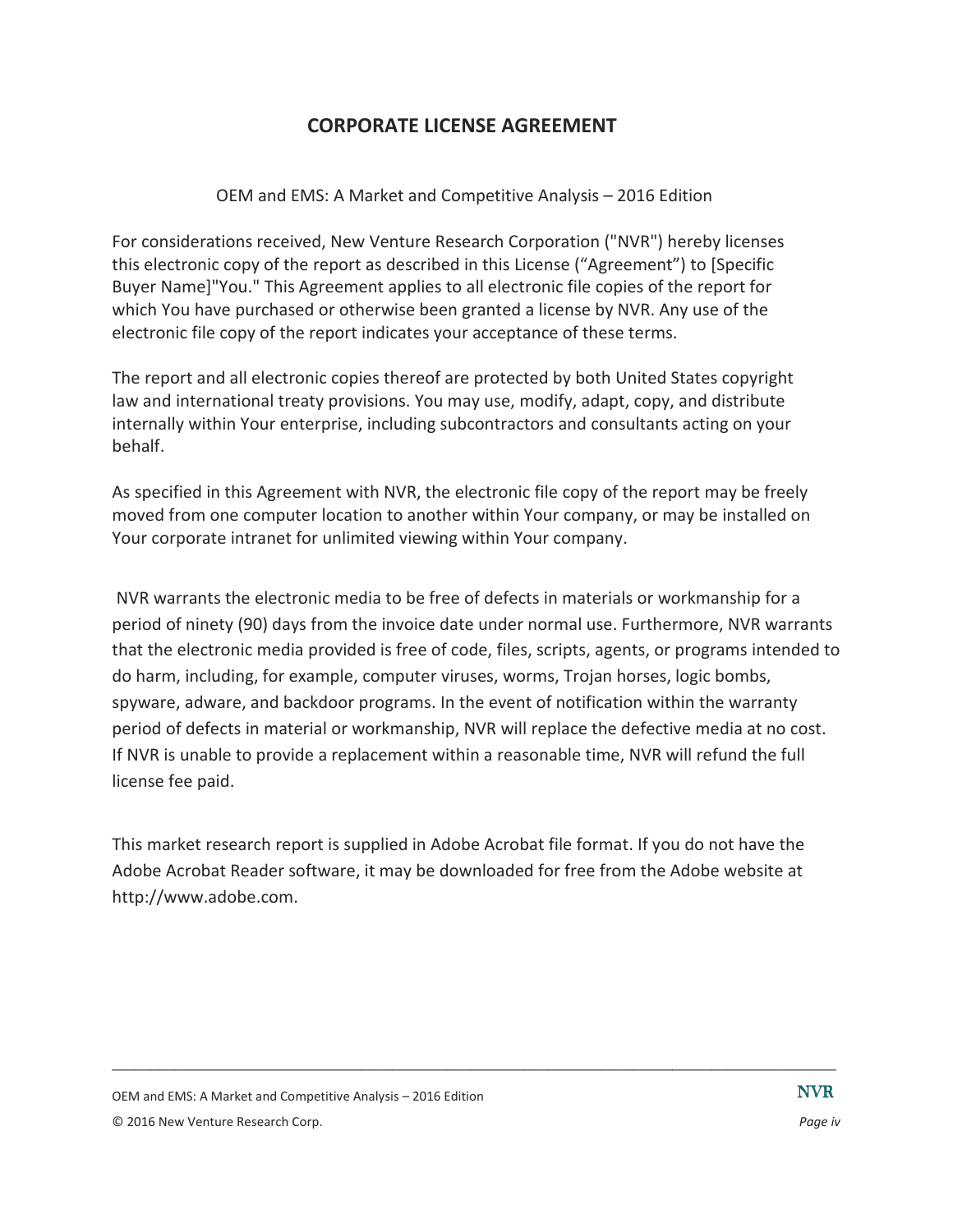# CORPORATE LICENSE AGREEMENT

OEM and EMS: A Market and Competitive Analysis – 2016 Edition

For considerations received, New Venture Research Corporation ("NVR") hereby licenses this electronic copy of the report as described in this License (“Agreement”) to [Specific Buyer Name]"You." This Agreement applies to all electronic file copies of the report for which You have purchased or otherwise been granted a license by NVR. Any use of the electronic file copy of the report indicates your acceptance of these terms.

The report and all electronic copies thereof are protected by both United States copyright law and international treaty provisions. You may use, modify, adapt, copy, and distribute internally within Your enterprise, including subcontractors and consultants acting on your behalf.

As specified in this Agreement with NVR, the electronic file copy of the report may be freely moved from one computer location to another within Your company, or may be installed on Your corporate intranet for unlimited viewing within Your company.

NVR warrants the electronic media to be free of defects in materials or workmanship for a period of ninety (90) days from the invoice date under normal use. Furthermore, NVR warrants that the electronic media provided is free of code, files, scripts, agents, or programs intended to do harm, including, for example, computer viruses, worms, Trojan horses, logic bombs, spyware, adware, and backdoor programs. In the event of notification within the warranty period of defects in material or workmanship, NVR will replace the defective media at no cost. If NVR is unable to provide a replacement within a reasonable time, NVR will refund the full license fee paid.

This market research report is supplied in Adobe Acrobat file format. If you do not have the Adobe Acrobat Reader software, it may be downloaded for free from the Adobe website at http://www.adobe.com.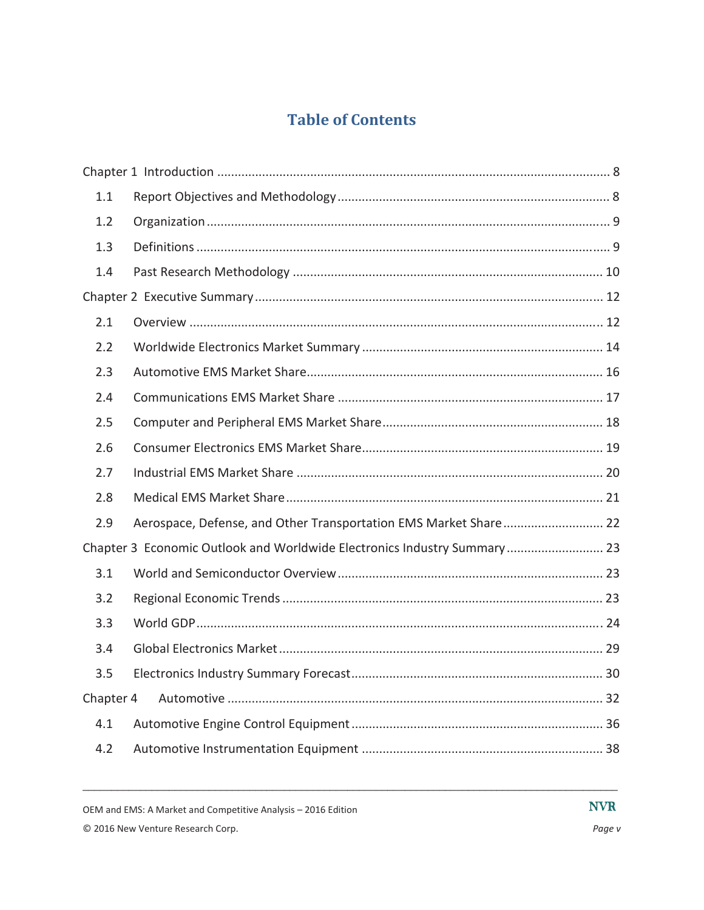# Table of Contents

Chapter 1 Introduction ........................................................................................................ 8

- 1.1 Report Objectives and Methodology ............................................................................ 8
- 1.2 Organization ................................................................................................................ 9
- 1.3 Definitions .................................................................................................................. 9
- 1.4 Past Research Methodology ....................................................................................... 10

Chapter 2 Executive Summary ............................................................................................. 12

- 2.1 Overview ................................................................................................................... 12
- 2.2 Worldwide Electronics Market Summary ................................................................... 14
- 2.3 Automotive EMS Market Share ................................................................................... 16
- 2.4 Communications EMS Market Share .......................................................................... 17
- 2.5 Computer and Peripheral EMS Market Share .............................................................. 18
- 2.6 Consumer Electronics EMS Market Share .................................................................... 19
- 2.7 Industrial EMS Market Share ...................................................................................... 20
- 2.8 Medical EMS Market Share ........................................................................................ 21
- 2.9 Aerospace, Defense, and Other Transportation EMS Market Share ............................. 22

Chapter 3 Economic Outlook and Worldwide Electronics Industry Summary ........................... 23

- 3.1 World and Semiconductor Overview .......................................................................... 23
- 3.2 Regional Economic Trends .......................................................................................... 23
- 3.3 World GDP ................................................................................................................. 24
- 3.4 Global Electronics Market ........................................................................................... 29
- 3.5 Electronics Industry Summary Forecast ....................................................................... 30

Chapter 4 Automotive .......................................................................................................... 32

- 4.1 Automotive Engine Control Equipment ....................................................................... 36
- 4.2 Automotive Instrumentation Equipment ..................................................................... 38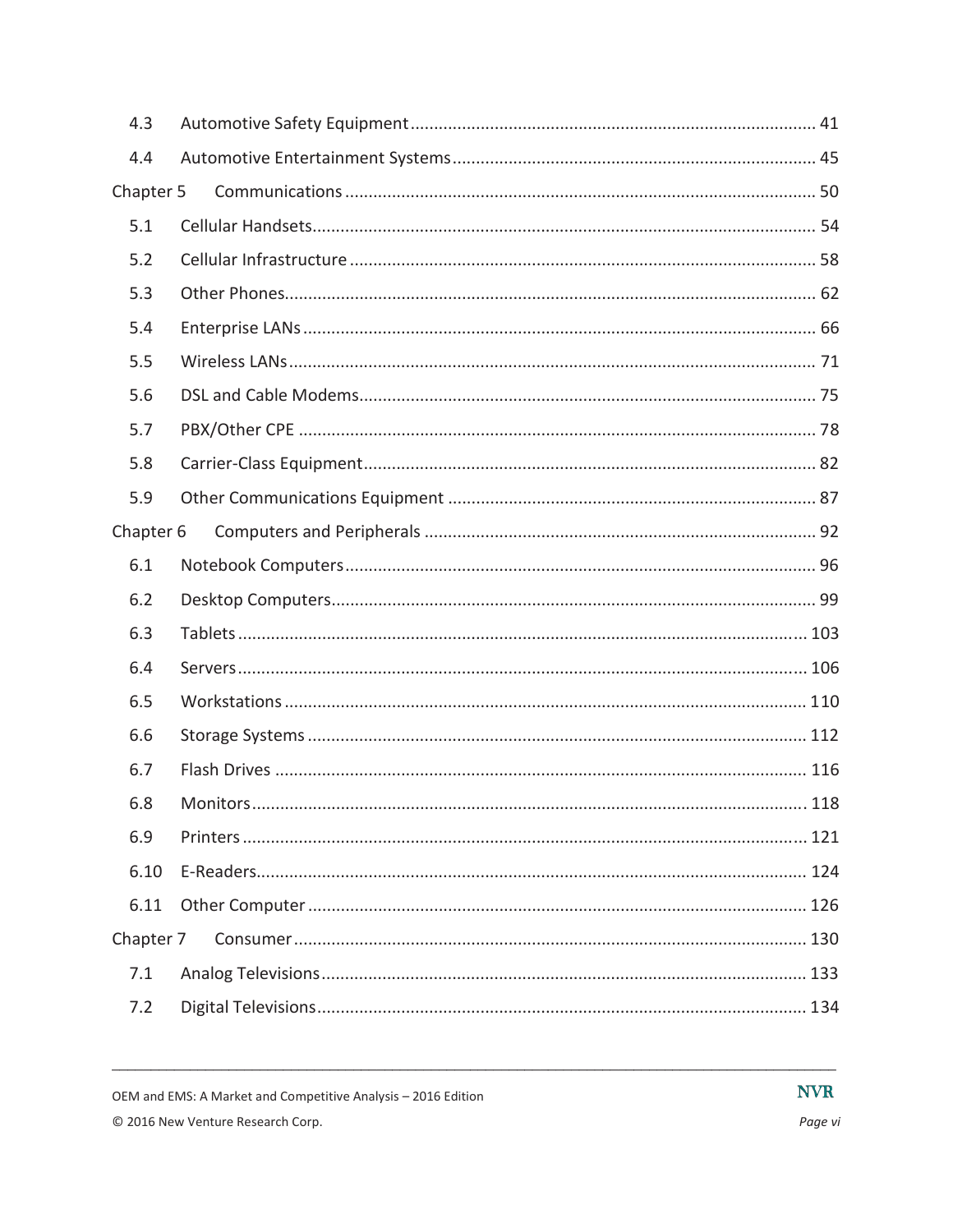| | | |
|---|---|---|
| 4.3 | Automotive Safety Equipment | 41 |
| 4.4 | Automotive Entertainment Systems | 45 |
| Chapter 5 | Communications | 50 |
| 5.1 | Cellular Handsets | 54 |
| 5.2 | Cellular Infrastructure | 58 |
| 5.3 | Other Phones | 62 |
| 5.4 | Enterprise LANs | 66 |
| 5.5 | Wireless LANs | 71 |
| 5.6 | DSL and Cable Modems | 75 |
| 5.7 | PBX/Other CPE | 78 |
| 5.8 | Carrier-Class Equipment | 82 |
| 5.9 | Other Communications Equipment | 87 |
| Chapter 6 | Computers and Peripherals | 92 |
| 6.1 | Notebook Computers | 96 |
| 6.2 | Desktop Computers | 99 |
| 6.3 | Tablets | 103 |
| 6.4 | Servers | 106 |
| 6.5 | Workstations | 110 |
| 6.6 | Storage Systems | 112 |
| 6.7 | Flash Drives | 116 |
| 6.8 | Monitors | 118 |
| 6.9 | Printers | 121 |
| 6.10 | E-Readers | 124 |
| 6.11 | Other Computer | 126 |
| Chapter 7 | Consumer | 130 |
| 7.1 | Analog Televisions | 133 |
| 7.2 | Digital Televisions | 134 |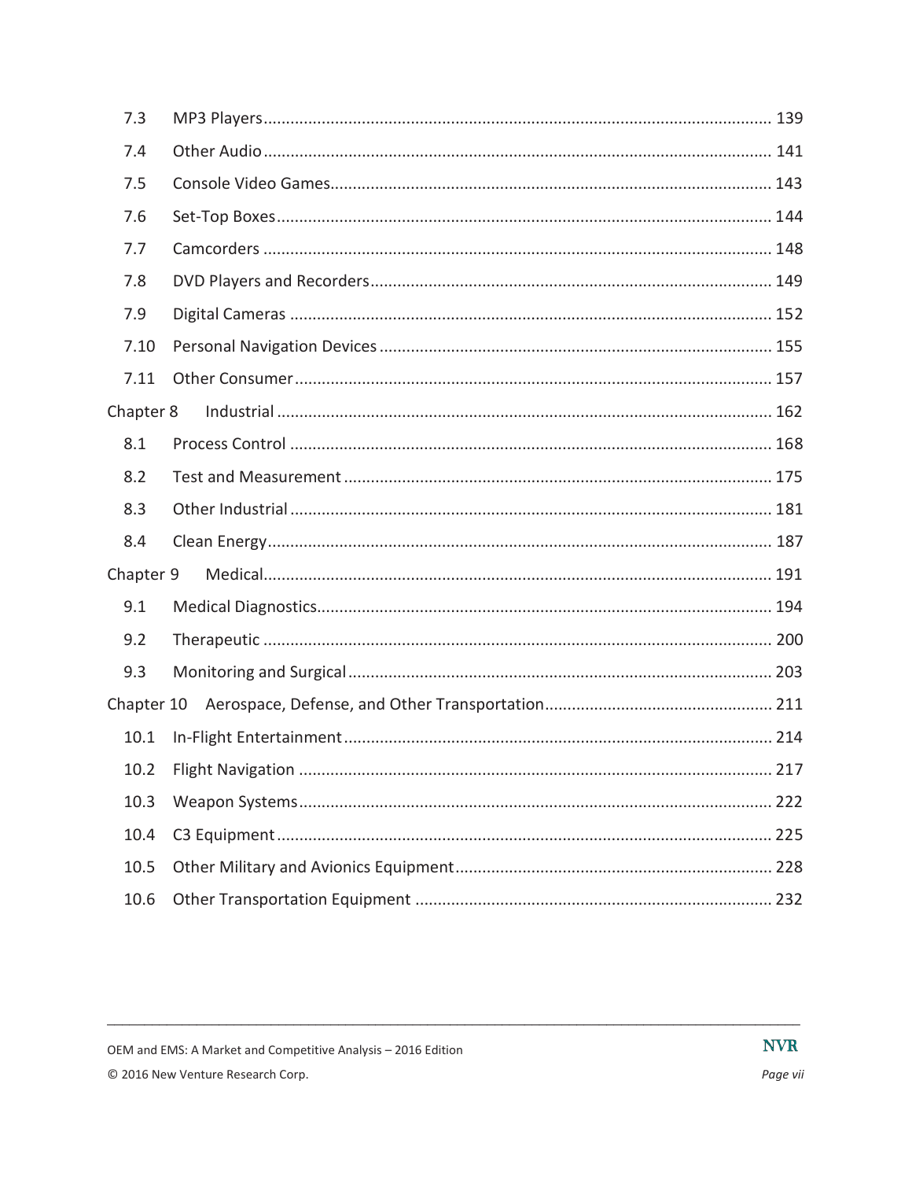7.3 MP3 Players ........................................................................................................... 139

7.4 Other Audio ............................................................................................................ 141

7.5 Console Video Games ............................................................................................. 143

7.6 Set-Top Boxes ......................................................................................................... 144

7.7 Camcorders ............................................................................................................ 148

7.8 DVD Players and Recorders .................................................................................... 149

7.9 Digital Cameras ...................................................................................................... 152

7.10 Personal Navigation Devices ................................................................................ 155

7.11 Other Consumer .................................................................................................... 157

Chapter 8 Industrial ........................................................................................................ 162

8.1 Process Control ...................................................................................................... 168

8.2 Test and Measurement .......................................................................................... 175

8.3 Other Industrial ..................................................................................................... 181

8.4 Clean Energy .......................................................................................................... 187

Chapter 9 Medical ........................................................................................................... 191

9.1 Medical Diagnostics ............................................................................................... 194

9.2 Therapeutic ........................................................................................................... 200

9.3 Monitoring and Surgical ........................................................................................ 203

Chapter 10 Aerospace, Defense, and Other Transportation ............................................. 211

10.1 In-Flight Entertainment ........................................................................................ 214

10.2 Flight Navigation .................................................................................................. 217

10.3 Weapon Systems ................................................................................................... 222

10.4 C3 Equipment ....................................................................................................... 225

10.5 Other Military and Avionics Equipment ............................................................... 228

10.6 Other Transportation Equipment ......................................................................... 232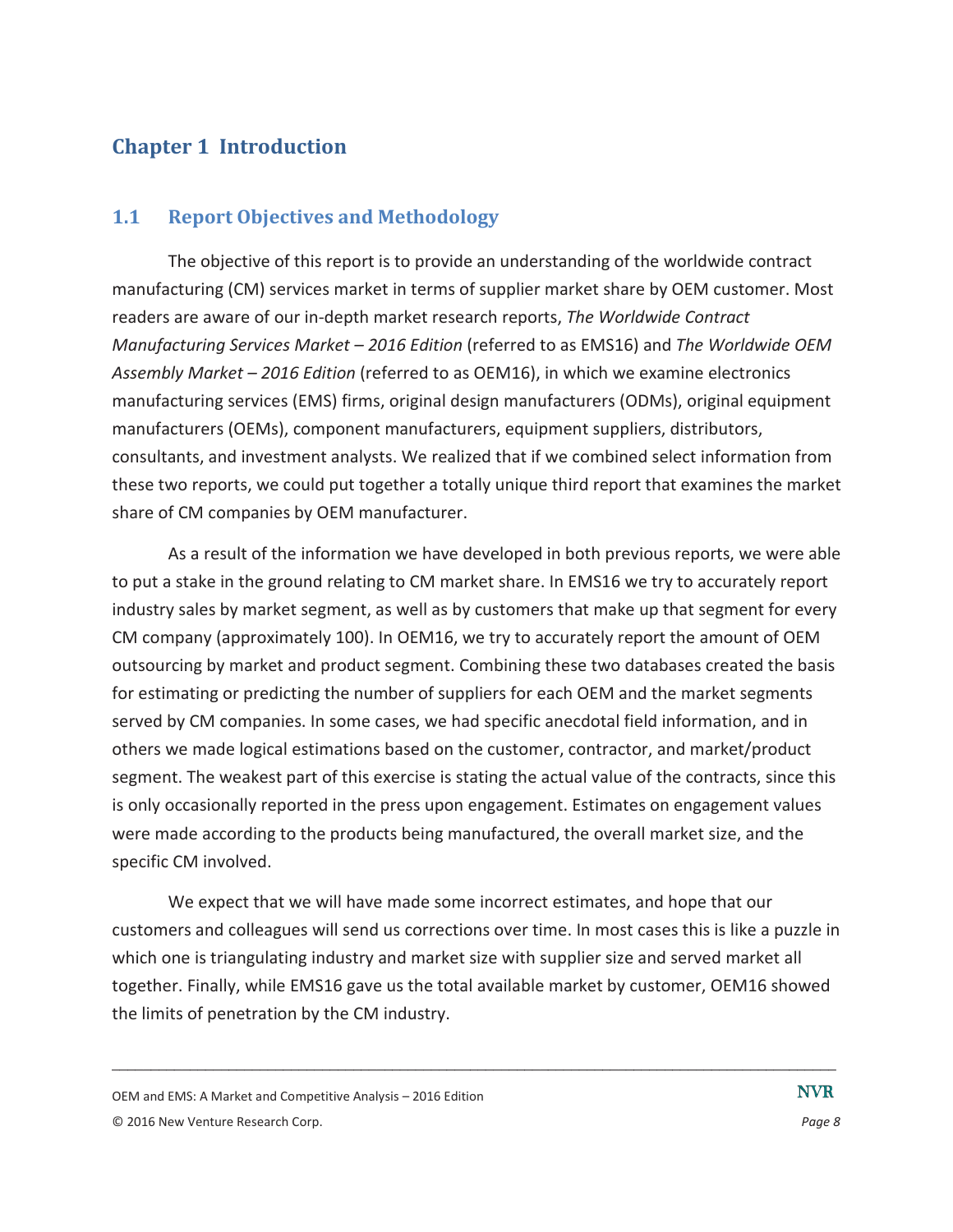# Chapter 1 Introduction

## 1.1 Report Objectives and Methodology

The objective of this report is to provide an understanding of the worldwide contract manufacturing (CM) services market in terms of supplier market share by OEM customer. Most readers are aware of our in-depth market research reports, *The Worldwide Contract Manufacturing Services Market – 2016 Edition* (referred to as EMS16) and *The Worldwide OEM Assembly Market – 2016 Edition* (referred to as OEM16), in which we examine electronics manufacturing services (EMS) firms, original design manufacturers (ODMs), original equipment manufacturers (OEMs), component manufacturers, equipment suppliers, distributors, consultants, and investment analysts. We realized that if we combined select information from these two reports, we could put together a totally unique third report that examines the market share of CM companies by OEM manufacturer.

As a result of the information we have developed in both previous reports, we were able to put a stake in the ground relating to CM market share. In EMS16 we try to accurately report industry sales by market segment, as well as by customers that make up that segment for every CM company (approximately 100). In OEM16, we try to accurately report the amount of OEM outsourcing by market and product segment. Combining these two databases created the basis for estimating or predicting the number of suppliers for each OEM and the market segments served by CM companies. In some cases, we had specific anecdotal field information, and in others we made logical estimations based on the customer, contractor, and market/product segment. The weakest part of this exercise is stating the actual value of the contracts, since this is only occasionally reported in the press upon engagement. Estimates on engagement values were made according to the products being manufactured, the overall market size, and the specific CM involved.

We expect that we will have made some incorrect estimates, and hope that our customers and colleagues will send us corrections over time. In most cases this is like a puzzle in which one is triangulating industry and market size with supplier size and served market all together. Finally, while EMS16 gave us the total available market by customer, OEM16 showed the limits of penetration by the CM industry.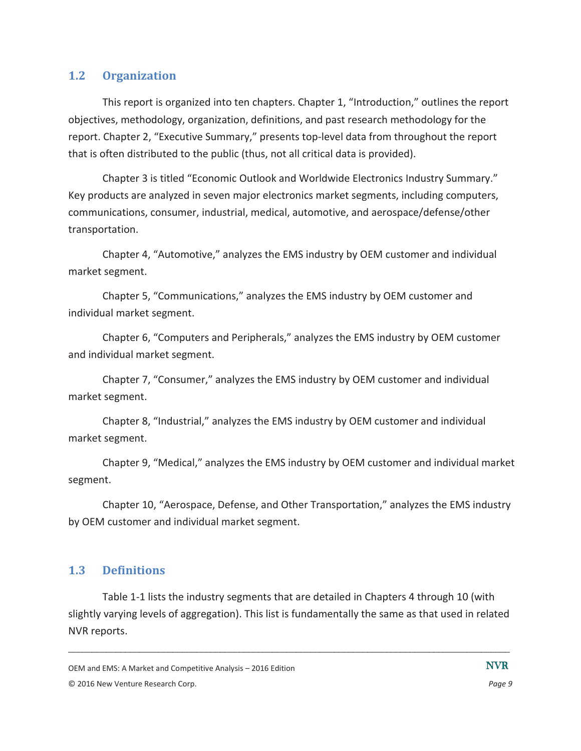## 1.2 Organization

This report is organized into ten chapters. Chapter 1, "Introduction," outlines the report objectives, methodology, organization, definitions, and past research methodology for the report. Chapter 2, "Executive Summary," presents top-level data from throughout the report that is often distributed to the public (thus, not all critical data is provided).

Chapter 3 is titled "Economic Outlook and Worldwide Electronics Industry Summary." Key products are analyzed in seven major electronics market segments, including computers, communications, consumer, industrial, medical, automotive, and aerospace/defense/other transportation.

Chapter 4, "Automotive," analyzes the EMS industry by OEM customer and individual market segment.

Chapter 5, "Communications," analyzes the EMS industry by OEM customer and individual market segment.

Chapter 6, "Computers and Peripherals," analyzes the EMS industry by OEM customer and individual market segment.

Chapter 7, "Consumer," analyzes the EMS industry by OEM customer and individual market segment.

Chapter 8, "Industrial," analyzes the EMS industry by OEM customer and individual market segment.

Chapter 9, "Medical," analyzes the EMS industry by OEM customer and individual market segment.

Chapter 10, "Aerospace, Defense, and Other Transportation," analyzes the EMS industry by OEM customer and individual market segment.

## 1.3 Definitions

Table 1-1 lists the industry segments that are detailed in Chapters 4 through 10 (with slightly varying levels of aggregation). This list is fundamentally the same as that used in related NVR reports.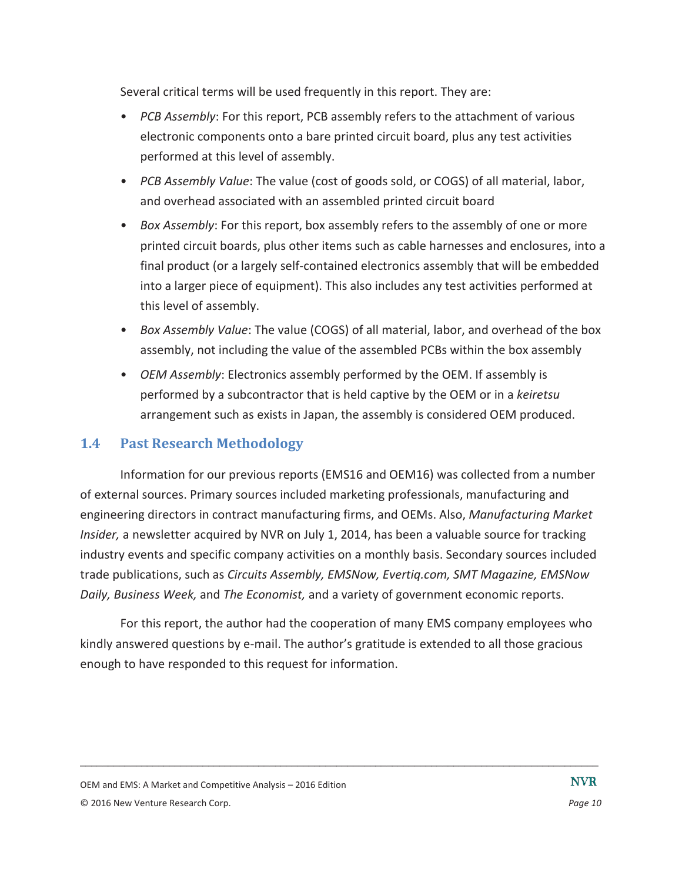Several critical terms will be used frequently in this report. They are:

- *PCB Assembly*: For this report, PCB assembly refers to the attachment of various electronic components onto a bare printed circuit board, plus any test activities performed at this level of assembly.
- *PCB Assembly Value*: The value (cost of goods sold, or COGS) of all material, labor, and overhead associated with an assembled printed circuit board
- *Box Assembly*: For this report, box assembly refers to the assembly of one or more printed circuit boards, plus other items such as cable harnesses and enclosures, into a final product (or a largely self-contained electronics assembly that will be embedded into a larger piece of equipment). This also includes any test activities performed at this level of assembly.
- *Box Assembly Value*: The value (COGS) of all material, labor, and overhead of the box assembly, not including the value of the assembled PCBs within the box assembly
- *OEM Assembly*: Electronics assembly performed by the OEM. If assembly is performed by a subcontractor that is held captive by the OEM or in a *keiretsu* arrangement such as exists in Japan, the assembly is considered OEM produced.

## 1.4 Past Research Methodology

Information for our previous reports (EMS16 and OEM16) was collected from a number of external sources. Primary sources included marketing professionals, manufacturing and engineering directors in contract manufacturing firms, and OEMs. Also, *Manufacturing Market Insider,* a newsletter acquired by NVR on July 1, 2014, has been a valuable source for tracking industry events and specific company activities on a monthly basis. Secondary sources included trade publications, such as *Circuits Assembly, EMSNow, Evertiq.com, SMT Magazine, EMSNow Daily, Business Week,* and *The Economist,* and a variety of government economic reports.

For this report, the author had the cooperation of many EMS company employees who kindly answered questions by e-mail. The author's gratitude is extended to all those gracious enough to have responded to this request for information.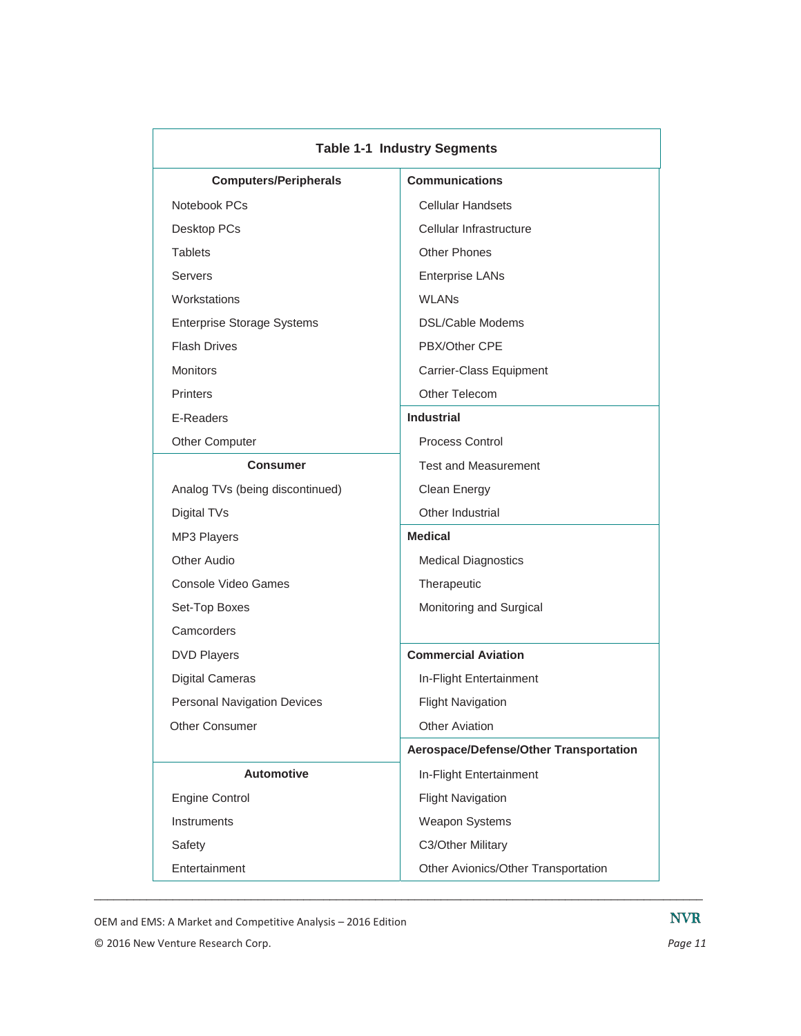**Table 1-1 Industry Segments**

| Computers/Peripherals | Communications |
|---|---|
| Notebook PCs | Cellular Handsets |
| Desktop PCs | Cellular Infrastructure |
| Tablets | Other Phones |
| Servers | Enterprise LANs |
| Workstations | WLANs |
| Enterprise Storage Systems | DSL/Cable Modems |
| Flash Drives | PBX/Other CPE |
| Monitors | Carrier-Class Equipment |
| Printers | Other Telecom |
| E-Readers | **Industrial** |
| Other Computer | Process Control |
| **Consumer** | Test and Measurement |
| Analog TVs (being discontinued) | Clean Energy |
| Digital TVs | Other Industrial |
| MP3 Players | **Medical** |
| Other Audio | Medical Diagnostics |
| Console Video Games | Therapeutic |
| Set-Top Boxes | Monitoring and Surgical |
| Camcorders | |
| DVD Players | **Commercial Aviation** |
| Digital Cameras | In-Flight Entertainment |
| Personal Navigation Devices | Flight Navigation |
| Other Consumer | Other Aviation |
| | **Aerospace/Defense/Other Transportation** |
| **Automotive** | In-Flight Entertainment |
| Engine Control | Flight Navigation |
| Instruments | Weapon Systems |
| Safety | C3/Other Military |
| Entertainment | Other Avionics/Other Transportation |